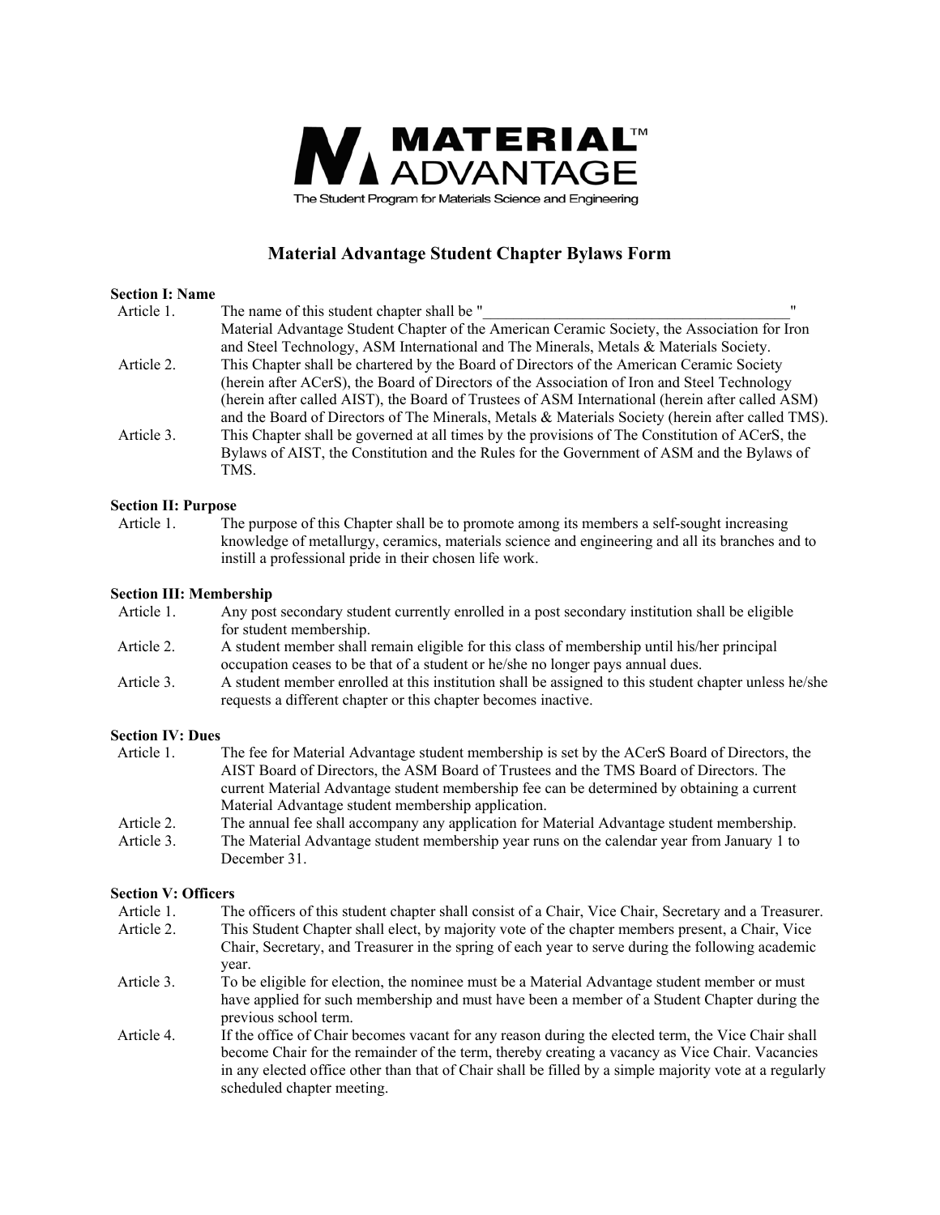**MATERIAL™ ADVANTAGE**

The Student Program for Materials Science and Engineering

# Material Advantage Student Chapter Bylaws Form

## Section I: Name

Article 1. The name of this student chapter shall be "_________________________________________" Material Advantage Student Chapter of the American Ceramic Society, the Association for Iron and Steel Technology, ASM International and The Minerals, Metals & Materials Society.

Article 2. This Chapter shall be chartered by the Board of Directors of the American Ceramic Society (herein after ACerS), the Board of Directors of the Association of Iron and Steel Technology (herein after called AIST), the Board of Trustees of ASM International (herein after called ASM) and the Board of Directors of The Minerals, Metals & Materials Society (herein after called TMS).

Article 3. This Chapter shall be governed at all times by the provisions of The Constitution of ACerS, the Bylaws of AIST, the Constitution and the Rules for the Government of ASM and the Bylaws of TMS.

## Section II: Purpose

Article 1. The purpose of this Chapter shall be to promote among its members a self-sought increasing knowledge of metallurgy, ceramics, materials science and engineering and all its branches and to instill a professional pride in their chosen life work.

## Section III: Membership

Article 1. Any post secondary student currently enrolled in a post secondary institution shall be eligible for student membership.

Article 2. A student member shall remain eligible for this class of membership until his/her principal occupation ceases to be that of a student or he/she no longer pays annual dues.

Article 3. A student member enrolled at this institution shall be assigned to this student chapter unless he/she requests a different chapter or this chapter becomes inactive.

## Section IV: Dues

Article 1. The fee for Material Advantage student membership is set by the ACerS Board of Directors, the AIST Board of Directors, the ASM Board of Trustees and the TMS Board of Directors. The current Material Advantage student membership fee can be determined by obtaining a current Material Advantage student membership application.

Article 2. The annual fee shall accompany any application for Material Advantage student membership.

Article 3. The Material Advantage student membership year runs on the calendar year from January 1 to December 31.

## Section V: Officers

Article 1. The officers of this student chapter shall consist of a Chair, Vice Chair, Secretary and a Treasurer.

Article 2. This Student Chapter shall elect, by majority vote of the chapter members present, a Chair, Vice Chair, Secretary, and Treasurer in the spring of each year to serve during the following academic year.

Article 3. To be eligible for election, the nominee must be a Material Advantage student member or must have applied for such membership and must have been a member of a Student Chapter during the previous school term.

Article 4. If the office of Chair becomes vacant for any reason during the elected term, the Vice Chair shall become Chair for the remainder of the term, thereby creating a vacancy as Vice Chair. Vacancies in any elected office other than that of Chair shall be filled by a simple majority vote at a regularly scheduled chapter meeting.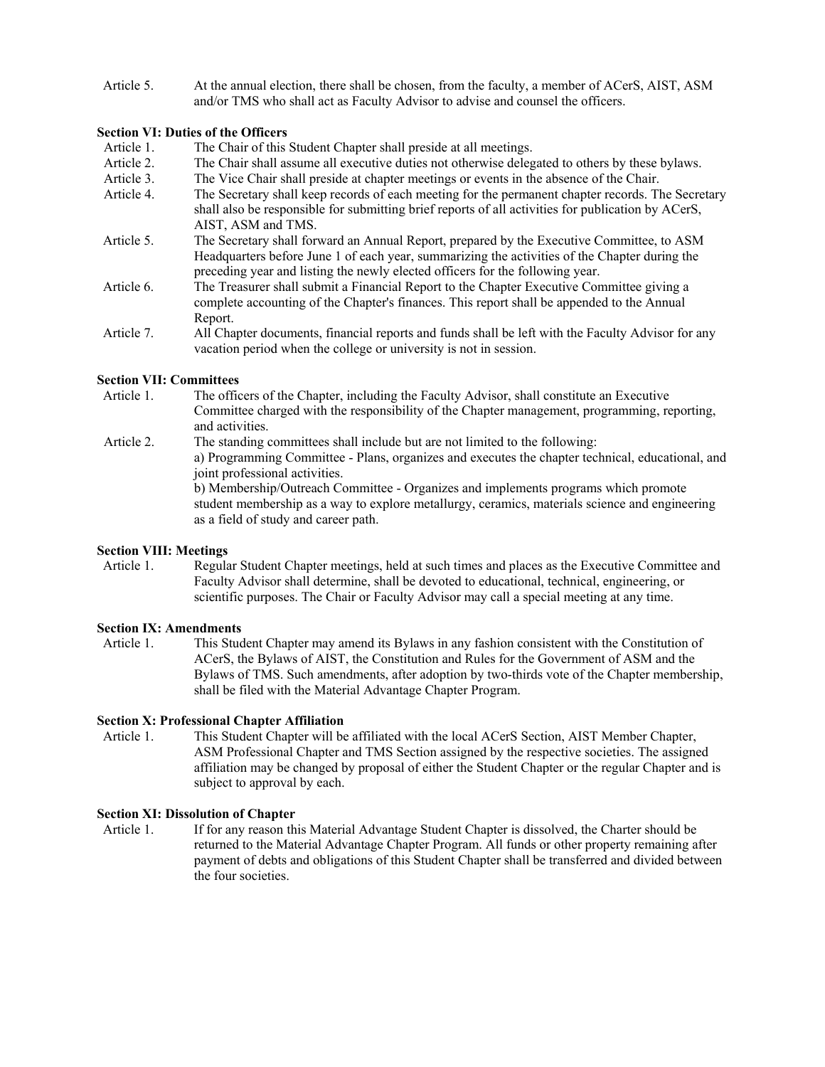Article 5. At the annual election, there shall be chosen, from the faculty, a member of ACerS, AIST, ASM and/or TMS who shall act as Faculty Advisor to advise and counsel the officers.

**Section VI: Duties of the Officers**

Article 1. The Chair of this Student Chapter shall preside at all meetings.

Article 2. The Chair shall assume all executive duties not otherwise delegated to others by these bylaws.

Article 3. The Vice Chair shall preside at chapter meetings or events in the absence of the Chair.

Article 4. The Secretary shall keep records of each meeting for the permanent chapter records. The Secretary shall also be responsible for submitting brief reports of all activities for publication by ACerS, AIST, ASM and TMS.

Article 5. The Secretary shall forward an Annual Report, prepared by the Executive Committee, to ASM Headquarters before June 1 of each year, summarizing the activities of the Chapter during the preceding year and listing the newly elected officers for the following year.

Article 6. The Treasurer shall submit a Financial Report to the Chapter Executive Committee giving a complete accounting of the Chapter's finances. This report shall be appended to the Annual Report.

Article 7. All Chapter documents, financial reports and funds shall be left with the Faculty Advisor for any vacation period when the college or university is not in session.

**Section VII: Committees**

Article 1. The officers of the Chapter, including the Faculty Advisor, shall constitute an Executive Committee charged with the responsibility of the Chapter management, programming, reporting, and activities.

Article 2. The standing committees shall include but are not limited to the following:
a) Programming Committee - Plans, organizes and executes the chapter technical, educational, and joint professional activities.
b) Membership/Outreach Committee - Organizes and implements programs which promote student membership as a way to explore metallurgy, ceramics, materials science and engineering as a field of study and career path.

**Section VIII: Meetings**

Article 1. Regular Student Chapter meetings, held at such times and places as the Executive Committee and Faculty Advisor shall determine, shall be devoted to educational, technical, engineering, or scientific purposes. The Chair or Faculty Advisor may call a special meeting at any time.

**Section IX: Amendments**

Article 1. This Student Chapter may amend its Bylaws in any fashion consistent with the Constitution of ACerS, the Bylaws of AIST, the Constitution and Rules for the Government of ASM and the Bylaws of TMS. Such amendments, after adoption by two-thirds vote of the Chapter membership, shall be filed with the Material Advantage Chapter Program.

**Section X: Professional Chapter Affiliation**

Article 1. This Student Chapter will be affiliated with the local ACerS Section, AIST Member Chapter, ASM Professional Chapter and TMS Section assigned by the respective societies. The assigned affiliation may be changed by proposal of either the Student Chapter or the regular Chapter and is subject to approval by each.

**Section XI: Dissolution of Chapter**

Article 1. If for any reason this Material Advantage Student Chapter is dissolved, the Charter should be returned to the Material Advantage Chapter Program. All funds or other property remaining after payment of debts and obligations of this Student Chapter shall be transferred and divided between the four societies.